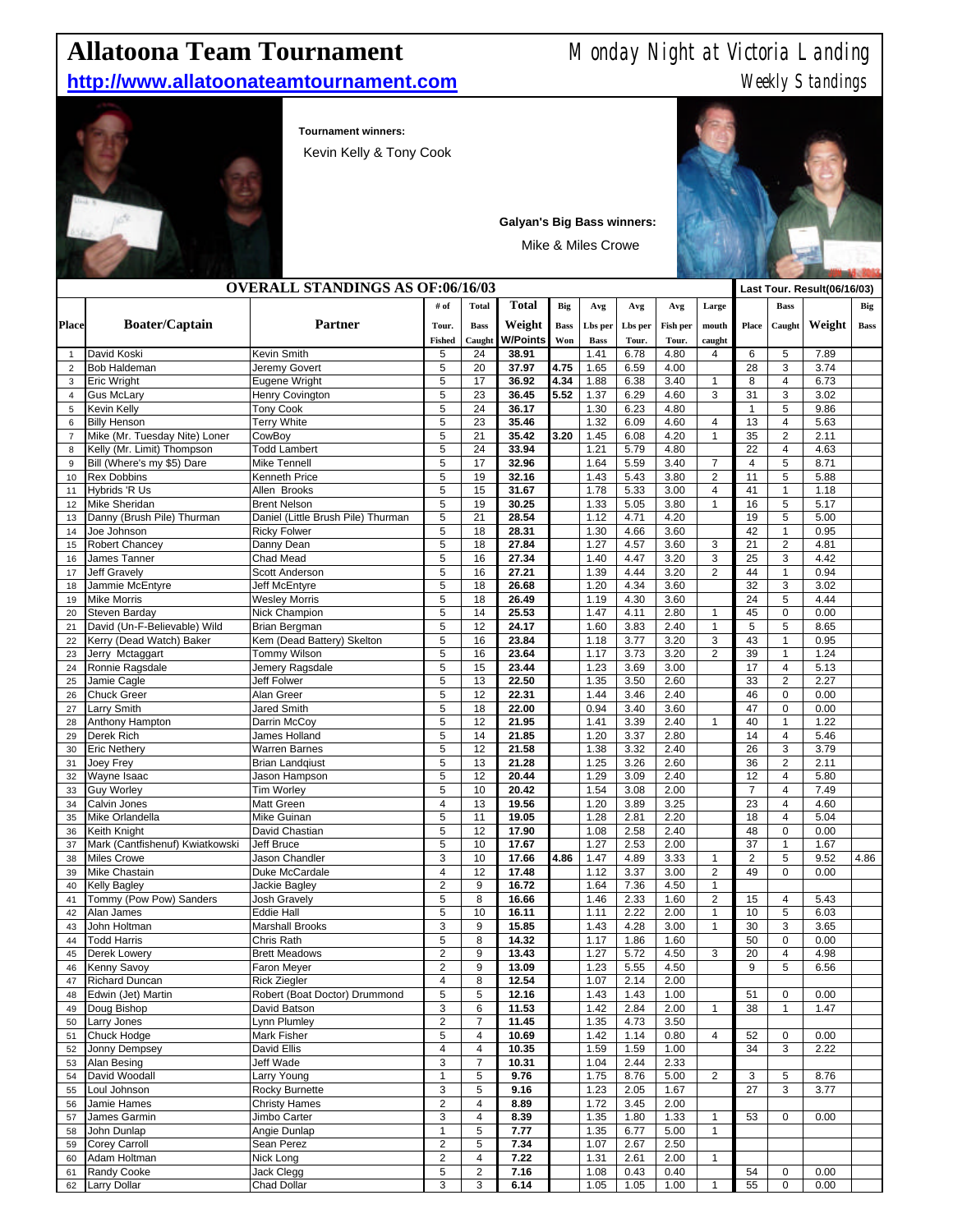# Allatoona Team Tournament

**Monday Night at Victoria Landing**

**http://www.allatoonateamtournament.com**

*Weekly Standings*

**Tournament winners:**

Kevin Kelly & Tony Cook

**Galyan's Big Bass winners:**

Mike & Miles Crowe

| | OVERALL STANDINGS AS OF:06/16/03 | | | | | | | | | | | Last Tour. Result(06/16/03) | | | |
|---|---|---|---|---|---|---|---|---|---|---|---|---|---|---|---|
| Place | Boater/Captain | Partner | # of Tour. Fished | Total Bass Caught | Total Weight W/Points | Big Bass Won | Avg Lbs per Bass | Avg Lbs per Tour. | Avg Fish per Tour. | Large mouth caught | Place | Bass Caught | Weight | Big Bass |
| 1 | David Koski | Kevin Smith | 5 | 24 | 38.91 | | 1.41 | 6.78 | 4.80 | 4 | 6 | 5 | 7.89 | |
| 2 | Bob Haldeman | Jeremy Govert | 5 | 20 | 37.97 | 4.75 | 1.65 | 6.59 | 4.00 | | 28 | 3 | 3.74 | |
| 3 | Eric Wright | Eugene Wright | 5 | 17 | 36.92 | 4.34 | 1.88 | 6.38 | 3.40 | 1 | 8 | 4 | 6.73 | |
| 4 | Gus McLary | Henry Covington | 5 | 23 | 36.45 | 5.52 | 1.37 | 6.29 | 4.60 | 3 | 31 | 3 | 3.02 | |
| 5 | Kevin Kelly | Tony Cook | 5 | 24 | 36.17 | | 1.30 | 6.23 | 4.80 | | 1 | 5 | 9.86 | |
| 6 | Billy Henson | Terry White | 5 | 23 | 35.46 | | 1.32 | 6.09 | 4.60 | 4 | 13 | 4 | 5.63 | |
| 7 | Mike (Mr. Tuesday Nite) Loner | CowBoy | 5 | 21 | 35.42 | 3.20 | 1.45 | 6.08 | 4.20 | 1 | 35 | 2 | 2.11 | |
| 8 | Kelly (Mr. Limit) Thompson | Todd Lambert | 5 | 24 | 33.94 | | 1.21 | 5.79 | 4.80 | | 22 | 4 | 4.63 | |
| 9 | Bill (Where's my $5) Dare | Mike Tennell | 5 | 17 | 32.96 | | 1.64 | 5.59 | 3.40 | 7 | 4 | 5 | 8.71 | |
| 10 | Rex Dobbins | Kenneth Price | 5 | 19 | 32.16 | | 1.43 | 5.43 | 3.80 | 2 | 11 | 5 | 5.88 | |
| 11 | Hybrids 'R Us | Allen Brooks | 5 | 15 | 31.67 | | 1.78 | 5.33 | 3.00 | 4 | 41 | 1 | 1.18 | |
| 12 | Mike Sheridan | Brent Nelson | 5 | 19 | 30.25 | | 1.33 | 5.05 | 3.80 | 1 | 16 | 5 | 5.17 | |
| 13 | Danny (Brush Pile) Thurman | Daniel (Little Brush Pile) Thurman | 5 | 21 | 28.54 | | 1.12 | 4.71 | 4.20 | | 19 | 5 | 5.00 | |
| 14 | Joe Johnson | Ricky Folwer | 5 | 18 | 28.31 | | 1.30 | 4.66 | 3.60 | | 42 | 1 | 0.95 | |
| 15 | Robert Chancey | Danny Dean | 5 | 18 | 27.84 | | 1.27 | 4.57 | 3.60 | 3 | 21 | 2 | 4.81 | |
| 16 | James Tanner | Chad Mead | 5 | 16 | 27.34 | | 1.40 | 4.47 | 3.20 | 3 | 25 | 3 | 4.42 | |
| 17 | Jeff Gravely | Scott Anderson | 5 | 16 | 27.21 | | 1.39 | 4.44 | 3.20 | 2 | 44 | 1 | 0.94 | |
| 18 | Jammie McEntyre | Jeff McEntyre | 5 | 18 | 26.68 | | 1.20 | 4.34 | 3.60 | | 32 | 3 | 3.02 | |
| 19 | Mike Morris | Wesley Morris | 5 | 18 | 26.49 | | 1.19 | 4.30 | 3.60 | | 24 | 5 | 4.44 | |
| 20 | Steven Barday | Nick Champion | 5 | 14 | 25.53 | | 1.47 | 4.11 | 2.80 | 1 | 45 | 0 | 0.00 | |
| 21 | David (Un-F-Believable) Wild | Brian Bergman | 5 | 12 | 24.17 | | 1.60 | 3.83 | 2.40 | 1 | 5 | 5 | 8.65 | |
| 22 | Kerry (Dead Watch) Baker | Kem (Dead Battery) Skelton | 5 | 16 | 23.84 | | 1.18 | 3.77 | 3.20 | 3 | 43 | 1 | 0.95 | |
| 23 | Jerry Mctaggart | Tommy Wilson | 5 | 16 | 23.64 | | 1.17 | 3.73 | 3.20 | 2 | 39 | 1 | 1.24 | |
| 24 | Ronnie Ragsdale | Jemery Ragsdale | 5 | 15 | 23.44 | | 1.23 | 3.69 | 3.00 | | 17 | 4 | 5.13 | |
| 25 | Jamie Cagle | Jeff Folwer | 5 | 13 | 22.50 | | 1.35 | 3.50 | 2.60 | | 33 | 2 | 2.27 | |
| 26 | Chuck Greer | Alan Greer | 5 | 12 | 22.31 | | 1.44 | 3.46 | 2.40 | | 46 | 0 | 0.00 | |
| 27 | Larry Smith | Jared Smith | 5 | 18 | 22.00 | | 0.94 | 3.40 | 3.60 | | 47 | 0 | 0.00 | |
| 28 | Anthony Hampton | Darrin McCoy | 5 | 12 | 21.95 | | 1.41 | 3.39 | 2.40 | 1 | 40 | 1 | 1.22 | |
| 29 | Derek Rich | James Holland | 5 | 14 | 21.85 | | 1.20 | 3.37 | 2.80 | | 14 | 4 | 5.46 | |
| 30 | Eric Nethery | Warren Barnes | 5 | 12 | 21.58 | | 1.38 | 3.32 | 2.40 | | 26 | 3 | 3.79 | |
| 31 | Joey Frey | Brian Landqiust | 5 | 13 | 21.28 | | 1.25 | 3.26 | 2.60 | | 36 | 2 | 2.11 | |
| 32 | Wayne Isaac | Jason Hampson | 5 | 12 | 20.44 | | 1.29 | 3.09 | 2.40 | | 12 | 4 | 5.80 | |
| 33 | Guy Worley | Tim Worley | 5 | 10 | 20.42 | | 1.54 | 3.08 | 2.00 | | 7 | 4 | 7.49 | |
| 34 | Calvin Jones | Matt Green | 4 | 13 | 19.56 | | 1.20 | 3.89 | 3.25 | | 23 | 4 | 4.60 | |
| 35 | Mike Orlandella | Mike Guinan | 5 | 11 | 19.05 | | 1.28 | 2.81 | 2.20 | | 18 | 4 | 5.04 | |
| 36 | Keith Knight | David Chastian | 5 | 12 | 17.90 | | 1.08 | 2.58 | 2.40 | | 48 | 0 | 0.00 | |
| 37 | Mark (Cantfishenuf) Kwiatkowski | Jeff Bruce | 5 | 10 | 17.67 | | 1.27 | 2.53 | 2.00 | | 37 | 1 | 1.67 | |
| 38 | Miles Crowe | Jason Chandler | 3 | 10 | 17.66 | 4.86 | 1.47 | 4.89 | 3.33 | 1 | 2 | 5 | 9.52 | 4.86 |
| 39 | Mike Chastain | Duke McCardale | 4 | 12 | 17.48 | | 1.12 | 3.37 | 3.00 | 2 | 49 | 0 | 0.00 | |
| 40 | Kelly Bagley | Jackie Bagley | 2 | 9 | 16.72 | | 1.64 | 7.36 | 4.50 | 1 | | | | |
| 41 | Tommy (Pow Pow) Sanders | Josh Gravely | 5 | 8 | 16.66 | | 1.46 | 2.33 | 1.60 | 2 | 15 | 4 | 5.43 | |
| 42 | Alan James | Eddie Hall | 5 | 10 | 16.11 | | 1.11 | 2.22 | 2.00 | 1 | 10 | 5 | 6.03 | |
| 43 | John Holtman | Marshall Brooks | 3 | 9 | 15.85 | | 1.43 | 4.28 | 3.00 | 1 | 30 | 3 | 3.65 | |
| 44 | Todd Harris | Chris Rath | 5 | 8 | 14.32 | | 1.17 | 1.86 | 1.60 | | 50 | 0 | 0.00 | |
| 45 | Derek Lowery | Brett Meadows | 2 | 9 | 13.43 | | 1.27 | 5.72 | 4.50 | 3 | 20 | 4 | 4.98 | |
| 46 | Kenny Savoy | Faron Meyer | 2 | 9 | 13.09 | | 1.23 | 5.55 | 4.50 | | 9 | 5 | 6.56 | |
| 47 | Richard Duncan | Rick Ziegler | 4 | 8 | 12.54 | | 1.07 | 2.14 | 2.00 | | | | | |
| 48 | Edwin (Jet) Martin | Robert (Boat Doctor) Drummond | 5 | 5 | 12.16 | | 1.43 | 1.43 | 1.00 | | 51 | 0 | 0.00 | |
| 49 | Doug Bishop | David Batson | 3 | 6 | 11.53 | | 1.42 | 2.84 | 2.00 | 1 | 38 | 1 | 1.47 | |
| 50 | Larry Jones | Lynn Plumley | 2 | 7 | 11.45 | | 1.35 | 4.73 | 3.50 | | | | | |
| 51 | Chuck Hodge | Mark Fisher | 5 | 4 | 10.69 | | 1.42 | 1.14 | 0.80 | 4 | 52 | 0 | 0.00 | |
| 52 | Jonny Dempsey | David Ellis | 4 | 4 | 10.35 | | 1.59 | 1.59 | 1.00 | | 34 | 3 | 2.22 | |
| 53 | Alan Besing | Jeff Wade | 3 | 7 | 10.31 | | 1.04 | 2.44 | 2.33 | | | | | |
| 54 | David Woodall | Larry Young | 1 | 5 | 9.76 | | 1.75 | 8.76 | 5.00 | 2 | 3 | 5 | 8.76 | |
| 55 | Loul Johnson | Rocky Burnette | 3 | 5 | 9.16 | | 1.23 | 2.05 | 1.67 | | 27 | 3 | 3.77 | |
| 56 | Jamie Hames | Christy Hames | 2 | 4 | 8.89 | | 1.72 | 3.45 | 2.00 | | | | | |
| 57 | James Garmin | Jimbo Carter | 3 | 4 | 8.39 | | 1.35 | 1.80 | 1.33 | 1 | 53 | 0 | 0.00 | |
| 58 | John Dunlap | Angie Dunlap | 1 | 5 | 7.77 | | 1.35 | 6.77 | 5.00 | 1 | | | | |
| 59 | Corey Carroll | Sean Perez | 2 | 5 | 7.34 | | 1.07 | 2.67 | 2.50 | | | | | |
| 60 | Adam Holtman | Nick Long | 2 | 4 | 7.22 | | 1.31 | 2.61 | 2.00 | 1 | | | | |
| 61 | Randy Cooke | Jack Clegg | 5 | 2 | 7.16 | | 1.08 | 0.43 | 0.40 | | 54 | 0 | 0.00 | |
| 62 | Larry Dollar | Chad Dollar | 3 | 3 | 6.14 | | 1.05 | 1.05 | 1.00 | 1 | 55 | 0 | 0.00 | |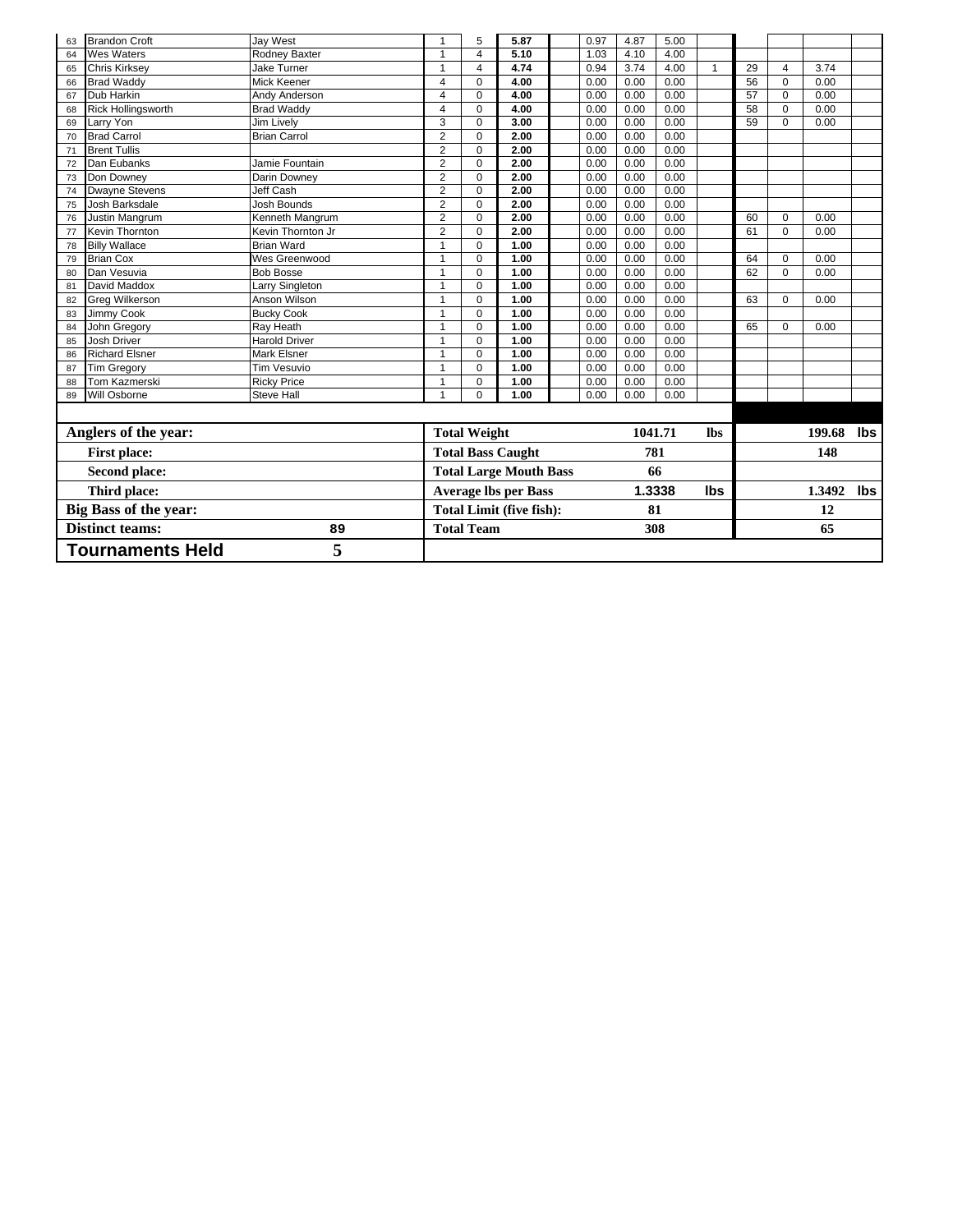| | | | | | | | | | | | | | | | |
|---|---|---|---|---|---|---|---|---|---|---|---|---|---|---|---|
| 63 | Brandon Croft | Jay West | 1 | 5 | 5.87 | | 0.97 | 4.87 | 5.00 | | | | | |
| 64 | Wes Waters | Rodney Baxter | 1 | 4 | 5.10 | | 1.03 | 4.10 | 4.00 | | | | | |
| 65 | Chris Kirksey | Jake Turner | 1 | 4 | 4.74 | | 0.94 | 3.74 | 4.00 | 1 | 29 | 4 | 3.74 | |
| 66 | Brad Waddy | Mick Keener | 4 | 0 | 4.00 | | 0.00 | 0.00 | 0.00 | | 56 | 0 | 0.00 | |
| 67 | Dub Harkin | Andy Anderson | 4 | 0 | 4.00 | | 0.00 | 0.00 | 0.00 | | 57 | 0 | 0.00 | |
| 68 | Rick Hollingsworth | Brad Waddy | 4 | 0 | 4.00 | | 0.00 | 0.00 | 0.00 | | 58 | 0 | 0.00 | |
| 69 | Larry Yon | Jim Lively | 3 | 0 | 3.00 | | 0.00 | 0.00 | 0.00 | | 59 | 0 | 0.00 | |
| 70 | Brad Carrol | Brian Carrol | 2 | 0 | 2.00 | | 0.00 | 0.00 | 0.00 | | | | | |
| 71 | Brent Tullis | | 2 | 0 | 2.00 | | 0.00 | 0.00 | 0.00 | | | | | |
| 72 | Dan Eubanks | Jamie Fountain | 2 | 0 | 2.00 | | 0.00 | 0.00 | 0.00 | | | | | |
| 73 | Don Downey | Darin Downey | 2 | 0 | 2.00 | | 0.00 | 0.00 | 0.00 | | | | | |
| 74 | Dwayne Stevens | Jeff Cash | 2 | 0 | 2.00 | | 0.00 | 0.00 | 0.00 | | | | | |
| 75 | Josh Barksdale | Josh Bounds | 2 | 0 | 2.00 | | 0.00 | 0.00 | 0.00 | | | | | |
| 76 | Justin Mangrum | Kenneth Mangrum | 2 | 0 | 2.00 | | 0.00 | 0.00 | 0.00 | | 60 | 0 | 0.00 | |
| 77 | Kevin Thornton | Kevin Thornton Jr | 2 | 0 | 2.00 | | 0.00 | 0.00 | 0.00 | | 61 | 0 | 0.00 | |
| 78 | Billy Wallace | Brian Ward | 1 | 0 | 1.00 | | 0.00 | 0.00 | 0.00 | | | | | |
| 79 | Brian Cox | Wes Greenwood | 1 | 0 | 1.00 | | 0.00 | 0.00 | 0.00 | | 64 | 0 | 0.00 | |
| 80 | Dan Vesuvia | Bob Bosse | 1 | 0 | 1.00 | | 0.00 | 0.00 | 0.00 | | 62 | 0 | 0.00 | |
| 81 | David Maddox | Larry Singleton | 1 | 0 | 1.00 | | 0.00 | 0.00 | 0.00 | | | | | |
| 82 | Greg Wilkerson | Anson Wilson | 1 | 0 | 1.00 | | 0.00 | 0.00 | 0.00 | | 63 | 0 | 0.00 | |
| 83 | Jimmy Cook | Bucky Cook | 1 | 0 | 1.00 | | 0.00 | 0.00 | 0.00 | | | | | |
| 84 | John Gregory | Ray Heath | 1 | 0 | 1.00 | | 0.00 | 0.00 | 0.00 | | 65 | 0 | 0.00 | |
| 85 | Josh Driver | Harold Driver | 1 | 0 | 1.00 | | 0.00 | 0.00 | 0.00 | | | | | |
| 86 | Richard Elsner | Mark Elsner | 1 | 0 | 1.00 | | 0.00 | 0.00 | 0.00 | | | | | |
| 87 | Tim Gregory | Tim Vesuvio | 1 | 0 | 1.00 | | 0.00 | 0.00 | 0.00 | | | | | |
| 88 | Tom Kazmerski | Ricky Price | 1 | 0 | 1.00 | | 0.00 | 0.00 | 0.00 | | | | | |
| 89 | Will Osborne | Steve Hall | 1 | 0 | 1.00 | | 0.00 | 0.00 | 0.00 | | | | | |

| | | | | | |
|---|---|---|---|---|---|
| **Anglers of the year:** | | **Total Weight** | **1041.71** | **lbs** | **199.68 lbs** |
| **First place:** | | **Total Bass Caught** | **781** | | **148** |
| **Second place:** | | **Total Large Mouth Bass** | **66** | | |
| **Third place:** | | **Average lbs per Bass** | **1.3338** | **lbs** | **1.3492 lbs** |
| **Big Bass of the year:** | | **Total Limit (five fish):** | **81** | | **12** |
| **Distinct teams:** | **89** | **Total Team** | **308** | | **65** |
| **Tournaments Held** | **5** | | | | |